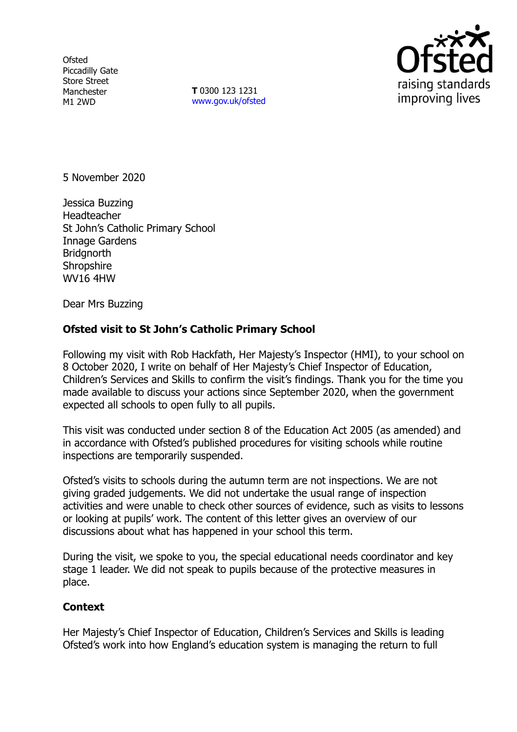Ofsted
Piccadilly Gate
Store Street
Manchester
M1 2WD

**T** 0300 123 1231
www.gov.uk/ofsted

5 November 2020

Jessica Buzzing
Headteacher
St John's Catholic Primary School
Innage Gardens
Bridgnorth
Shropshire
WV16 4HW

Dear Mrs Buzzing

**Ofsted visit to St John's Catholic Primary School**

Following my visit with Rob Hackfath, Her Majesty's Inspector (HMI), to your school on 8 October 2020, I write on behalf of Her Majesty's Chief Inspector of Education, Children's Services and Skills to confirm the visit's findings. Thank you for the time you made available to discuss your actions since September 2020, when the government expected all schools to open fully to all pupils.

This visit was conducted under section 8 of the Education Act 2005 (as amended) and in accordance with Ofsted's published procedures for visiting schools while routine inspections are temporarily suspended.

Ofsted's visits to schools during the autumn term are not inspections. We are not giving graded judgements. We did not undertake the usual range of inspection activities and were unable to check other sources of evidence, such as visits to lessons or looking at pupils' work. The content of this letter gives an overview of our discussions about what has happened in your school this term.

During the visit, we spoke to you, the special educational needs coordinator and key stage 1 leader. We did not speak to pupils because of the protective measures in place.

**Context**

Her Majesty's Chief Inspector of Education, Children's Services and Skills is leading Ofsted's work into how England's education system is managing the return to full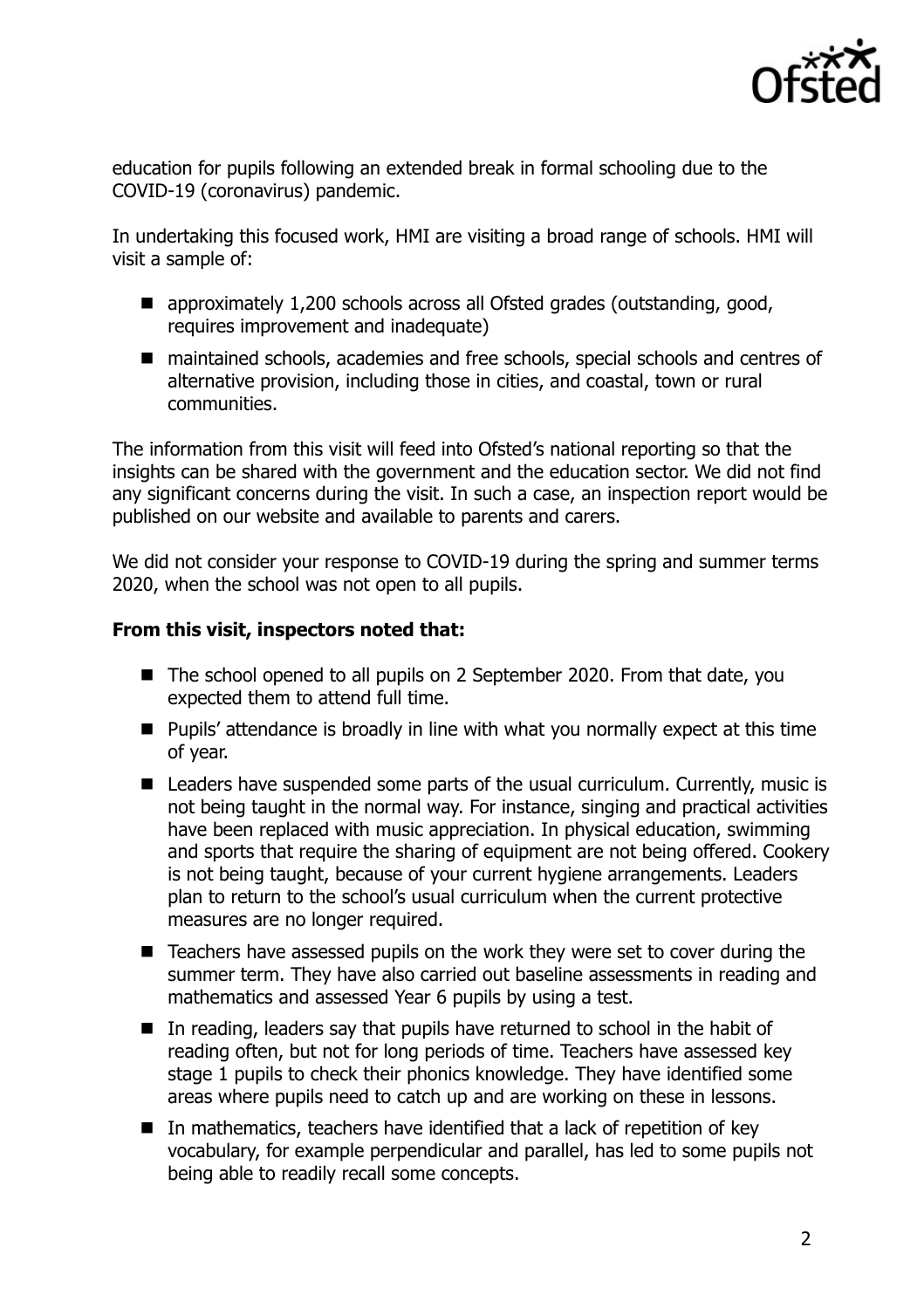education for pupils following an extended break in formal schooling due to the COVID-19 (coronavirus) pandemic.

In undertaking this focused work, HMI are visiting a broad range of schools. HMI will visit a sample of:

- approximately 1,200 schools across all Ofsted grades (outstanding, good, requires improvement and inadequate)
- maintained schools, academies and free schools, special schools and centres of alternative provision, including those in cities, and coastal, town or rural communities.

The information from this visit will feed into Ofsted's national reporting so that the insights can be shared with the government and the education sector. We did not find any significant concerns during the visit. In such a case, an inspection report would be published on our website and available to parents and carers.

We did not consider your response to COVID-19 during the spring and summer terms 2020, when the school was not open to all pupils.

**From this visit, inspectors noted that:**

- The school opened to all pupils on 2 September 2020. From that date, you expected them to attend full time.
- Pupils' attendance is broadly in line with what you normally expect at this time of year.
- Leaders have suspended some parts of the usual curriculum. Currently, music is not being taught in the normal way. For instance, singing and practical activities have been replaced with music appreciation. In physical education, swimming and sports that require the sharing of equipment are not being offered. Cookery is not being taught, because of your current hygiene arrangements. Leaders plan to return to the school's usual curriculum when the current protective measures are no longer required.
- Teachers have assessed pupils on the work they were set to cover during the summer term. They have also carried out baseline assessments in reading and mathematics and assessed Year 6 pupils by using a test.
- In reading, leaders say that pupils have returned to school in the habit of reading often, but not for long periods of time. Teachers have assessed key stage 1 pupils to check their phonics knowledge. They have identified some areas where pupils need to catch up and are working on these in lessons.
- In mathematics, teachers have identified that a lack of repetition of key vocabulary, for example perpendicular and parallel, has led to some pupils not being able to readily recall some concepts.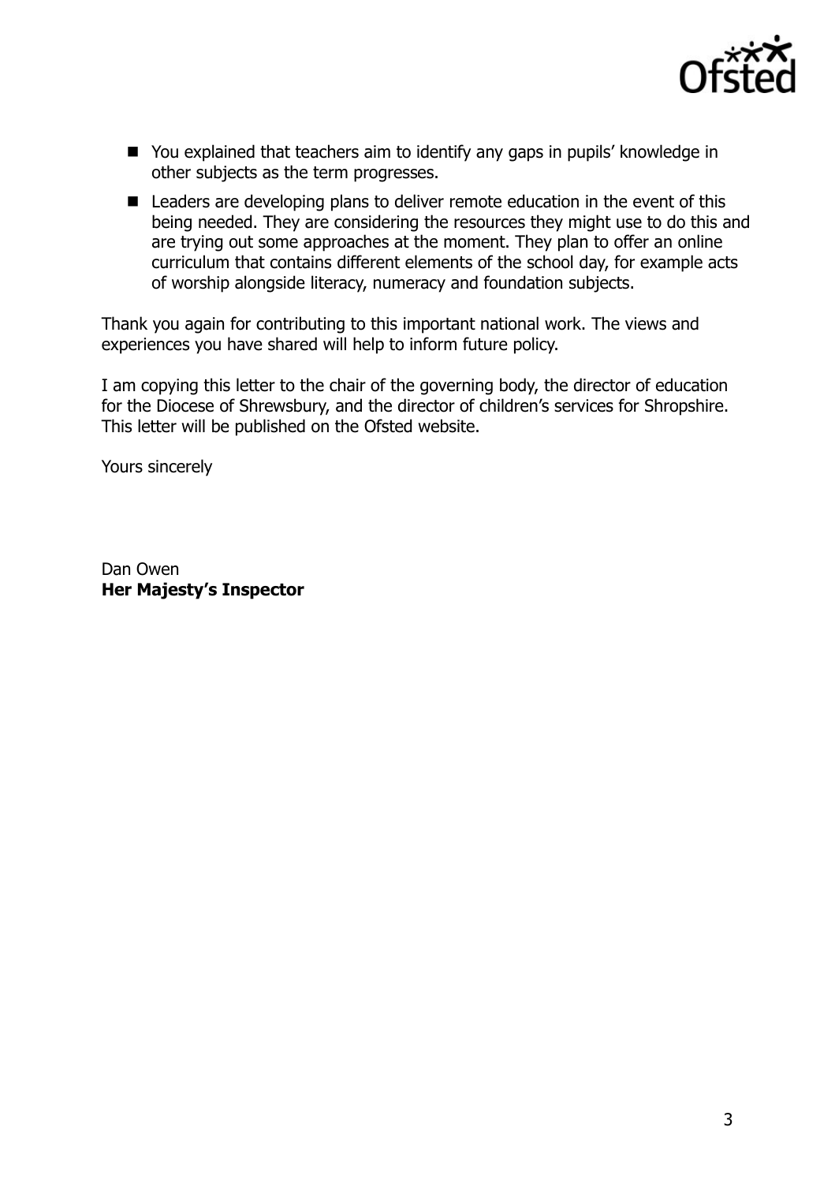- You explained that teachers aim to identify any gaps in pupils' knowledge in other subjects as the term progresses.
- Leaders are developing plans to deliver remote education in the event of this being needed. They are considering the resources they might use to do this and are trying out some approaches at the moment. They plan to offer an online curriculum that contains different elements of the school day, for example acts of worship alongside literacy, numeracy and foundation subjects.

Thank you again for contributing to this important national work. The views and experiences you have shared will help to inform future policy.

I am copying this letter to the chair of the governing body, the director of education for the Diocese of Shrewsbury, and the director of children's services for Shropshire. This letter will be published on the Ofsted website.

Yours sincerely

Dan Owen
**Her Majesty's Inspector**